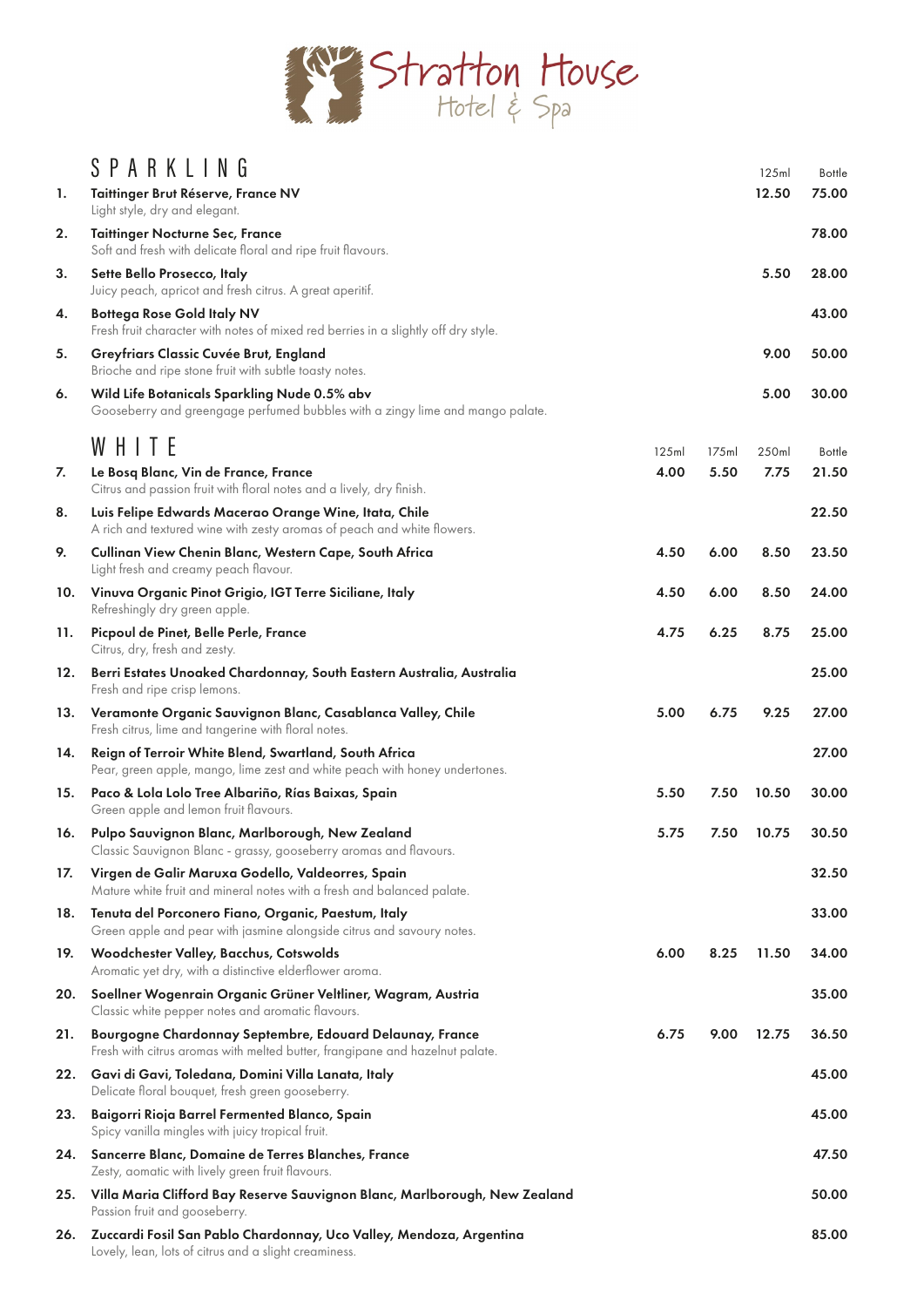# Stratton House Hotel & Spa

## SPARKLING

| | | 125ml | Bottle |
|---|---|---|---|
| 1. | **Taittinger Brut Réserve, France NV**<br>Light style, dry and elegant. | 12.50 | 75.00 |
| 2. | **Taittinger Nocturne Sec, France**<br>Soft and fresh with delicate floral and ripe fruit flavours. | | 78.00 |
| 3. | **Sette Bello Prosecco, Italy**<br>Juicy peach, apricot and fresh citrus. A great aperitif. | 5.50 | 28.00 |
| 4. | **Bottega Rose Gold Italy NV**<br>Fresh fruit character with notes of mixed red berries in a slightly off dry style. | | 43.00 |
| 5. | **Greyfriars Classic Cuvée Brut, England**<br>Brioche and ripe stone fruit with subtle toasty notes. | 9.00 | 50.00 |
| 6. | **Wild Life Botanicals Sparkling Nude 0.5% abv**<br>Gooseberry and greengage perfumed bubbles with a zingy lime and mango palate. | 5.00 | 30.00 |

## WHITE

| | | 125ml | 175ml | 250ml | Bottle |
|---|---|---|---|---|---|
| 7. | **Le Bosq Blanc, Vin de France, France**<br>Citrus and passion fruit with floral notes and a lively, dry finish. | 4.00 | 5.50 | 7.75 | 21.50 |
| 8. | **Luis Felipe Edwards Macerao Orange Wine, Itata, Chile**<br>A rich and textured wine with zesty aromas of peach and white flowers. | | | | 22.50 |
| 9. | **Cullinan View Chenin Blanc, Western Cape, South Africa**<br>Light fresh and creamy peach flavour. | 4.50 | 6.00 | 8.50 | 23.50 |
| 10. | **Vinuva Organic Pinot Grigio, IGT Terre Siciliane, Italy**<br>Refreshingly dry green apple. | 4.50 | 6.00 | 8.50 | 24.00 |
| 11. | **Picpoul de Pinet, Belle Perle, France**<br>Citrus, dry, fresh and zesty. | 4.75 | 6.25 | 8.75 | 25.00 |
| 12. | **Berri Estates Unoaked Chardonnay, South Eastern Australia, Australia**<br>Fresh and ripe crisp lemons. | | | | 25.00 |
| 13. | **Veramonte Organic Sauvignon Blanc, Casablanca Valley, Chile**<br>Fresh citrus, lime and tangerine with floral notes. | 5.00 | 6.75 | 9.25 | 27.00 |
| 14. | **Reign of Terroir White Blend, Swartland, South Africa**<br>Pear, green apple, mango, lime zest and white peach with honey undertones. | | | | 27.00 |
| 15. | **Paco & Lola Lolo Tree Albariño, Rías Baixas, Spain**<br>Green apple and lemon fruit flavours. | 5.50 | 7.50 | 10.50 | 30.00 |
| 16. | **Pulpo Sauvignon Blanc, Marlborough, New Zealand**<br>Classic Sauvignon Blanc - grassy, gooseberry aromas and flavours. | 5.75 | 7.50 | 10.75 | 30.50 |
| 17. | **Virgen de Galir Maruxa Godello, Valdeorres, Spain**<br>Mature white fruit and mineral notes with a fresh and balanced palate. | | | | 32.50 |
| 18. | **Tenuta del Porconero Fiano, Organic, Paestum, Italy**<br>Green apple and pear with jasmine alongside citrus and savoury notes. | | | | 33.00 |
| 19. | **Woodchester Valley, Bacchus, Cotswolds**<br>Aromatic yet dry, with a distinctive elderflower aroma. | 6.00 | 8.25 | 11.50 | 34.00 |
| 20. | **Soellner Wogenrain Organic Grüner Veltliner, Wagram, Austria**<br>Classic white pepper notes and aromatic flavours. | | | | 35.00 |
| 21. | **Bourgogne Chardonnay Septembre, Edouard Delaunay, France**<br>Fresh with citrus aromas with melted butter, frangipane and hazelnut palate. | 6.75 | 9.00 | 12.75 | 36.50 |
| 22. | **Gavi di Gavi, Toledana, Domini Villa Lanata, Italy**<br>Delicate floral bouquet, fresh green gooseberry. | | | | 45.00 |
| 23. | **Baigorri Rioja Barrel Fermented Blanco, Spain**<br>Spicy vanilla mingles with juicy tropical fruit. | | | | 45.00 |
| 24. | **Sancerre Blanc, Domaine de Terres Blanches, France**<br>Zesty, aomatic with lively green fruit flavours. | | | | 47.50 |
| 25. | **Villa Maria Clifford Bay Reserve Sauvignon Blanc, Marlborough, New Zealand**<br>Passion fruit and gooseberry. | | | | 50.00 |
| 26. | **Zuccardi Fosil San Pablo Chardonnay, Uco Valley, Mendoza, Argentina**<br>Lovely, lean, lots of citrus and a slight creaminess. | | | | 85.00 |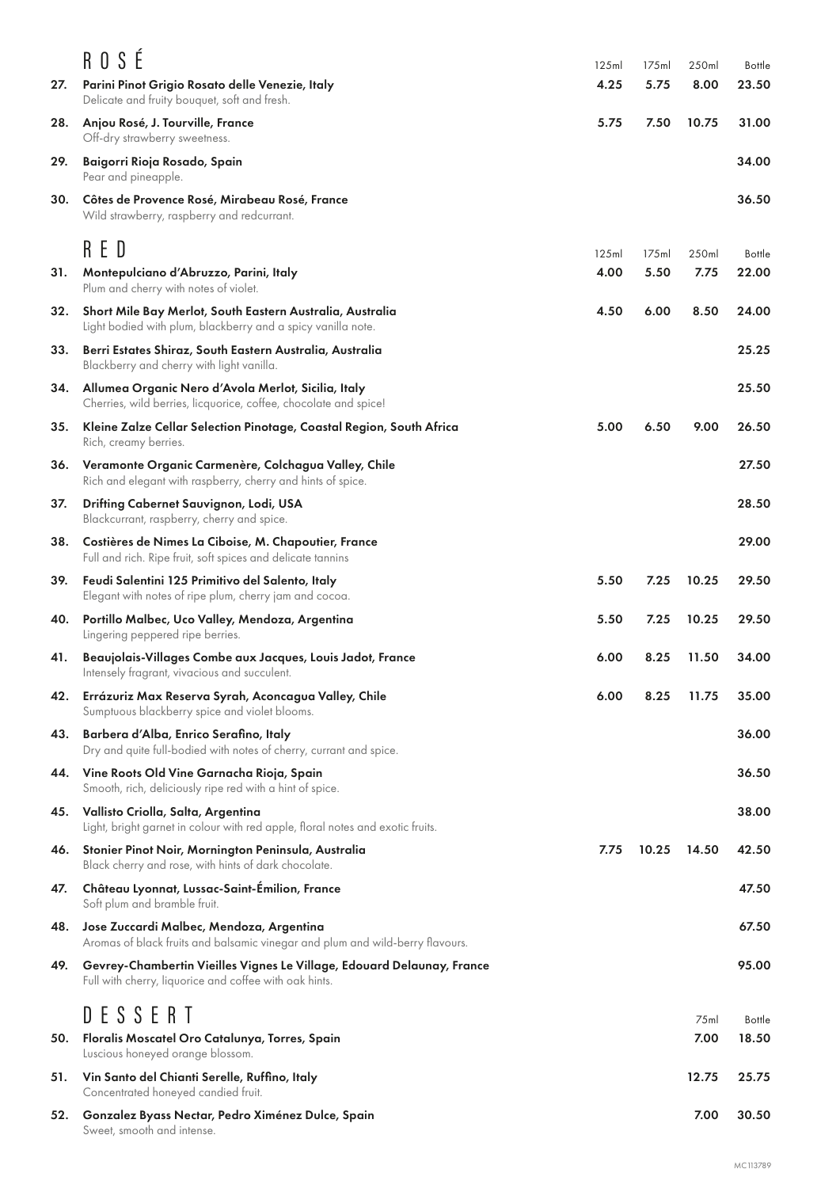## ROSÉ

| | | 125ml | 175ml | 250ml | Bottle |
|---|---|---|---|---|---|
| 27. | **Parini Pinot Grigio Rosato delle Venezie, Italy**<br>Delicate and fruity bouquet, soft and fresh. | 4.25 | 5.75 | 8.00 | 23.50 |
| 28. | **Anjou Rosé, J. Tourville, France**<br>Off-dry strawberry sweetness. | 5.75 | 7.50 | 10.75 | 31.00 |
| 29. | **Baigorri Rioja Rosado, Spain**<br>Pear and pineapple. | | | | 34.00 |
| 30. | **Côtes de Provence Rosé, Mirabeau Rosé, France**<br>Wild strawberry, raspberry and redcurrant. | | | | 36.50 |

## RED

| | | 125ml | 175ml | 250ml | Bottle |
|---|---|---|---|---|---|
| 31. | **Montepulciano d'Abruzzo, Parini, Italy**<br>Plum and cherry with notes of violet. | 4.00 | 5.50 | 7.75 | 22.00 |
| 32. | **Short Mile Bay Merlot, South Eastern Australia, Australia**<br>Light bodied with plum, blackberry and a spicy vanilla note. | 4.50 | 6.00 | 8.50 | 24.00 |
| 33. | **Berri Estates Shiraz, South Eastern Australia, Australia**<br>Blackberry and cherry with light vanilla. | | | | 25.25 |
| 34. | **Allumea Organic Nero d'Avola Merlot, Sicilia, Italy**<br>Cherries, wild berries, licquorice, coffee, chocolate and spice! | | | | 25.50 |
| 35. | **Kleine Zalze Cellar Selection Pinotage, Coastal Region, South Africa**<br>Rich, creamy berries. | 5.00 | 6.50 | 9.00 | 26.50 |
| 36. | **Veramonte Organic Carmenère, Colchagua Valley, Chile**<br>Rich and elegant with raspberry, cherry and hints of spice. | | | | 27.50 |
| 37. | **Drifting Cabernet Sauvignon, Lodi, USA**<br>Blackcurrant, raspberry, cherry and spice. | | | | 28.50 |
| 38. | **Costières de Nimes La Ciboise, M. Chapoutier, France**<br>Full and rich. Ripe fruit, soft spices and delicate tannins | | | | 29.00 |
| 39. | **Feudi Salentini 125 Primitivo del Salento, Italy**<br>Elegant with notes of ripe plum, cherry jam and cocoa. | 5.50 | 7.25 | 10.25 | 29.50 |
| 40. | **Portillo Malbec, Uco Valley, Mendoza, Argentina**<br>Lingering peppered ripe berries. | 5.50 | 7.25 | 10.25 | 29.50 |
| 41. | **Beaujolais-Villages Combe aux Jacques, Louis Jadot, France**<br>Intensely fragrant, vivacious and succulent. | 6.00 | 8.25 | 11.50 | 34.00 |
| 42. | **Errázuriz Max Reserva Syrah, Aconcagua Valley, Chile**<br>Sumptuous blackberry spice and violet blooms. | 6.00 | 8.25 | 11.75 | 35.00 |
| 43. | **Barbera d'Alba, Enrico Serafino, Italy**<br>Dry and quite full-bodied with notes of cherry, currant and spice. | | | | 36.00 |
| 44. | **Vine Roots Old Vine Garnacha Rioja, Spain**<br>Smooth, rich, deliciously ripe red with a hint of spice. | | | | 36.50 |
| 45. | **Vallisto Criolla, Salta, Argentina**<br>Light, bright garnet in colour with red apple, floral notes and exotic fruits. | | | | 38.00 |
| 46. | **Stonier Pinot Noir, Mornington Peninsula, Australia**<br>Black cherry and rose, with hints of dark chocolate. | 7.75 | 10.25 | 14.50 | 42.50 |
| 47. | **Château Lyonnat, Lussac-Saint-Émilion, France**<br>Soft plum and bramble fruit. | | | | 47.50 |
| 48. | **Jose Zuccardi Malbec, Mendoza, Argentina**<br>Aromas of black fruits and balsamic vinegar and plum and wild-berry flavours. | | | | 67.50 |
| 49. | **Gevrey-Chambertin Vieilles Vignes Le Village, Edouard Delaunay, France**<br>Full with cherry, liquorice and coffee with oak hints. | | | | 95.00 |

## DESSERT

| | | 75ml | Bottle |
|---|---|---|---|
| 50. | **Floralis Moscatel Oro Catalunya, Torres, Spain**<br>Luscious honeyed orange blossom. | 7.00 | 18.50 |
| 51. | **Vin Santo del Chianti Serelle, Ruffino, Italy**<br>Concentrated honeyed candied fruit. | 12.75 | 25.75 |
| 52. | **Gonzalez Byass Nectar, Pedro Ximénez Dulce, Spain**<br>Sweet, smooth and intense. | 7.00 | 30.50 |

MC113789